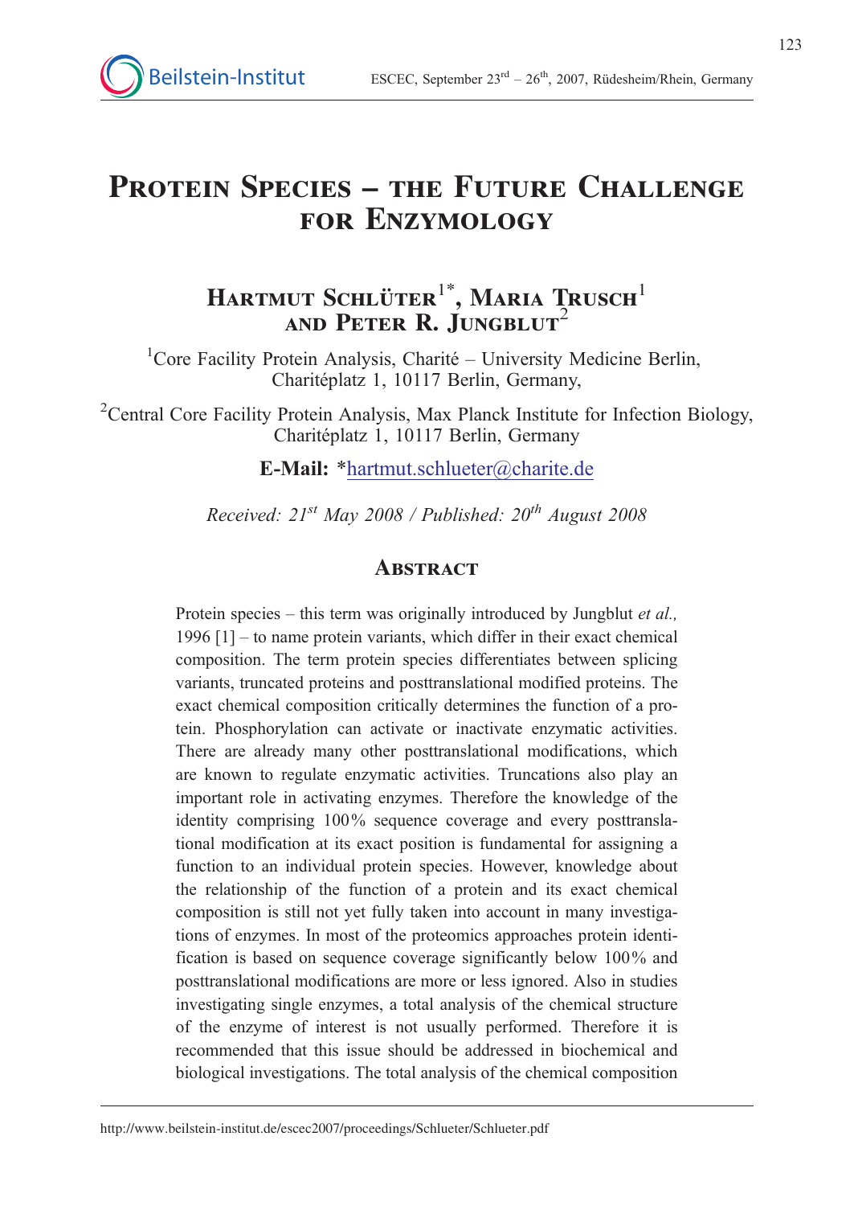# Protein Species – the Future Challenge for Enzymology

## Hartmut Schlüter[1*], Maria Trusch[1] and Peter R. Jungblut[2]

[1]Core Facility Protein Analysis, Charité – University Medicine Berlin, Charitéplatz 1, 10117 Berlin, Germany,

[2]Central Core Facility Protein Analysis, Max Planck Institute for Infection Biology, Charitéplatz 1, 10117 Berlin, Germany

**E-Mail:** *hartmut.schlueter@charite.de

*Received: 21st May 2008 / Published: 20th August 2008*

## Abstract

Protein species – this term was originally introduced by Jungblut *et al.,* 1996 [1] – to name protein variants, which differ in their exact chemical composition. The term protein species differentiates between splicing variants, truncated proteins and posttranslational modified proteins. The exact chemical composition critically determines the function of a protein. Phosphorylation can activate or inactivate enzymatic activities. There are already many other posttranslational modifications, which are known to regulate enzymatic activities. Truncations also play an important role in activating enzymes. Therefore the knowledge of the identity comprising 100% sequence coverage and every posttranslational modification at its exact position is fundamental for assigning a function to an individual protein species. However, knowledge about the relationship of the function of a protein and its exact chemical composition is still not yet fully taken into account in many investigations of enzymes. In most of the proteomics approaches protein identification is based on sequence coverage significantly below 100% and posttranslational modifications are more or less ignored. Also in studies investigating single enzymes, a total analysis of the chemical structure of the enzyme of interest is not usually performed. Therefore it is recommended that this issue should be addressed in biochemical and biological investigations. The total analysis of the chemical composition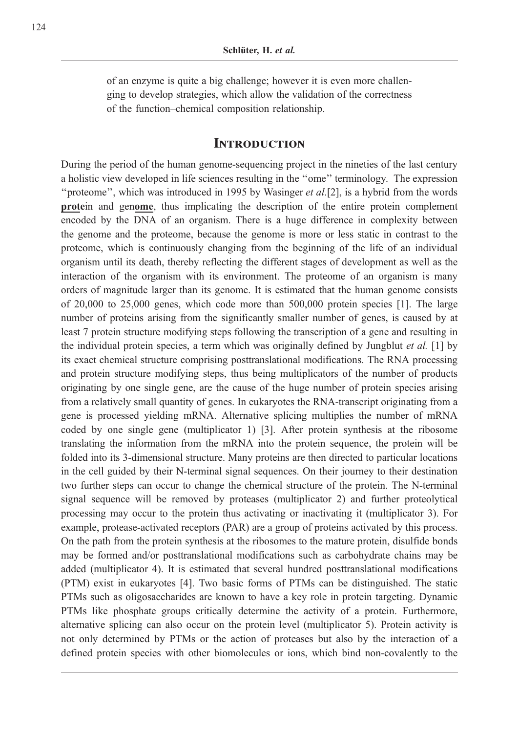of an enzyme is quite a big challenge; however it is even more challenging to develop strategies, which allow the validation of the correctness of the function–chemical composition relationship.

## Introduction

During the period of the human genome-sequencing project in the nineties of the last century a holistic view developed in life sciences resulting in the ''ome'' terminology. The expression ''proteome'', which was introduced in 1995 by Wasinger *et al*.[2], is a hybrid from the words **prote**in and gen**ome**, thus implicating the description of the entire protein complement encoded by the DNA of an organism. There is a huge difference in complexity between the genome and the proteome, because the genome is more or less static in contrast to the proteome, which is continuously changing from the beginning of the life of an individual organism until its death, thereby reflecting the different stages of development as well as the interaction of the organism with its environment. The proteome of an organism is many orders of magnitude larger than its genome. It is estimated that the human genome consists of 20,000 to 25,000 genes, which code more than 500,000 protein species [1]. The large number of proteins arising from the significantly smaller number of genes, is caused by at least 7 protein structure modifying steps following the transcription of a gene and resulting in the individual protein species, a term which was originally defined by Jungblut *et al.* [1] by its exact chemical structure comprising posttranslational modifications. The RNA processing and protein structure modifying steps, thus being multiplicators of the number of products originating by one single gene, are the cause of the huge number of protein species arising from a relatively small quantity of genes. In eukaryotes the RNA-transcript originating from a gene is processed yielding mRNA. Alternative splicing multiplies the number of mRNA coded by one single gene (multiplicator 1) [3]. After protein synthesis at the ribosome translating the information from the mRNA into the protein sequence, the protein will be folded into its 3-dimensional structure. Many proteins are then directed to particular locations in the cell guided by their N-terminal signal sequences. On their journey to their destination two further steps can occur to change the chemical structure of the protein. The N-terminal signal sequence will be removed by proteases (multiplicator 2) and further proteolytical processing may occur to the protein thus activating or inactivating it (multiplicator 3). For example, protease-activated receptors (PAR) are a group of proteins activated by this process. On the path from the protein synthesis at the ribosomes to the mature protein, disulfide bonds may be formed and/or posttranslational modifications such as carbohydrate chains may be added (multiplicator 4). It is estimated that several hundred posttranslational modifications (PTM) exist in eukaryotes [4]. Two basic forms of PTMs can be distinguished. The static PTMs such as oligosaccharides are known to have a key role in protein targeting. Dynamic PTMs like phosphate groups critically determine the activity of a protein. Furthermore, alternative splicing can also occur on the protein level (multiplicator 5). Protein activity is not only determined by PTMs or the action of proteases but also by the interaction of a defined protein species with other biomolecules or ions, which bind non-covalently to the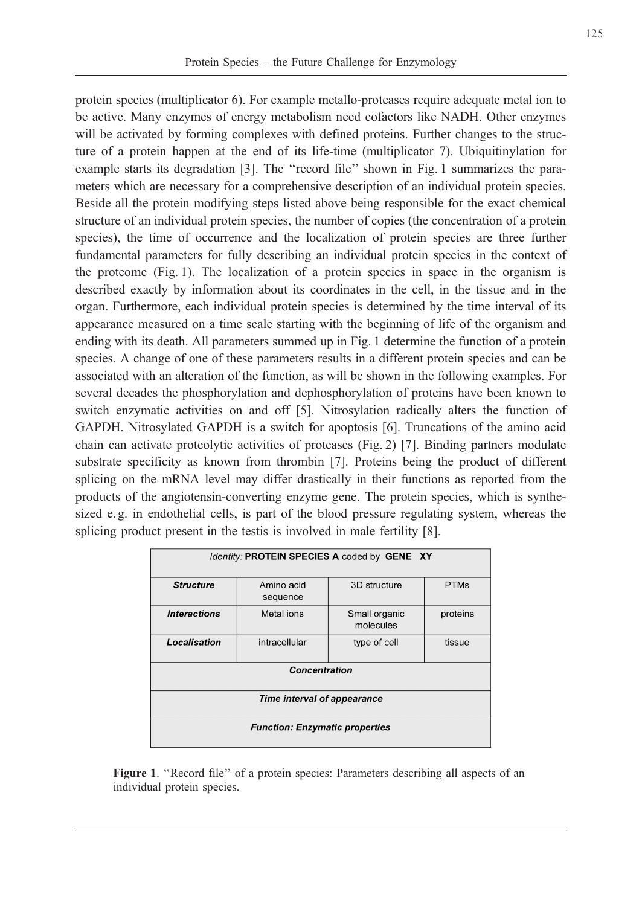protein species (multiplicator 6). For example metallo-proteases require adequate metal ion to be active. Many enzymes of energy metabolism need cofactors like NADH. Other enzymes will be activated by forming complexes with defined proteins. Further changes to the structure of a protein happen at the end of its life-time (multiplicator 7). Ubiquitinylation for example starts its degradation [3]. The "record file" shown in Fig. 1 summarizes the parameters which are necessary for a comprehensive description of an individual protein species. Beside all the protein modifying steps listed above being responsible for the exact chemical structure of an individual protein species, the number of copies (the concentration of a protein species), the time of occurrence and the localization of protein species are three further fundamental parameters for fully describing an individual protein species in the context of the proteome (Fig. 1). The localization of a protein species in space in the organism is described exactly by information about its coordinates in the cell, in the tissue and in the organ. Furthermore, each individual protein species is determined by the time interval of its appearance measured on a time scale starting with the beginning of life of the organism and ending with its death. All parameters summed up in Fig. 1 determine the function of a protein species. A change of one of these parameters results in a different protein species and can be associated with an alteration of the function, as will be shown in the following examples. For several decades the phosphorylation and dephosphorylation of proteins have been known to switch enzymatic activities on and off [5]. Nitrosylation radically alters the function of GAPDH. Nitrosylated GAPDH is a switch for apoptosis [6]. Truncations of the amino acid chain can activate proteolytic activities of proteases (Fig. 2) [7]. Binding partners modulate substrate specificity as known from thrombin [7]. Proteins being the product of different splicing on the mRNA level may differ drastically in their functions as reported from the products of the angiotensin-converting enzyme gene. The protein species, which is synthesized e. g. in endothelial cells, is part of the blood pressure regulating system, whereas the splicing product present in the testis is involved in male fertility [8].

| *Identity:* **PROTEIN SPECIES A** coded by **GENE XY** | | | |
|---|---|---|---|
| ***Structure*** | Amino acid sequence | 3D structure | PTMs |
| ***Interactions*** | Metal ions | Small organic molecules | proteins |
| ***Localisation*** | intracellular | type of cell | tissue |
| ***Concentration*** | | | |
| ***Time interval of appearance*** | | | |
| ***Function: Enzymatic properties*** | | | |

**Figure 1**. "Record file" of a protein species: Parameters describing all aspects of an individual protein species.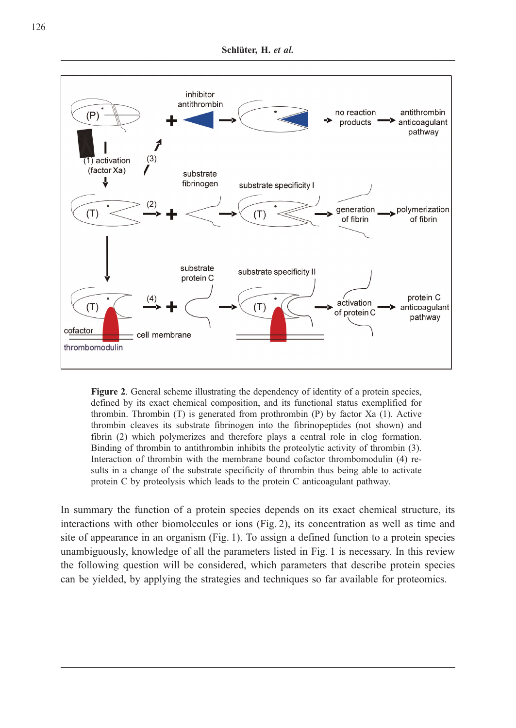**Figure 2**. General scheme illustrating the dependency of identity of a protein species, defined by its exact chemical composition, and its functional status exemplified for thrombin. Thrombin (T) is generated from prothrombin (P) by factor Xa (1). Active thrombin cleaves its substrate fibrinogen into the fibrinopeptides (not shown) and fibrin (2) which polymerizes and therefore plays a central role in clog formation. Binding of thrombin to antithrombin inhibits the proteolytic activity of thrombin (3). Interaction of thrombin with the membrane bound cofactor thrombomodulin (4) results in a change of the substrate specificity of thrombin thus being able to activate protein C by proteolysis which leads to the protein C anticoagulant pathway.

In summary the function of a protein species depends on its exact chemical structure, its interactions with other biomolecules or ions (Fig. 2), its concentration as well as time and site of appearance in an organism (Fig. 1). To assign a defined function to a protein species unambiguously, knowledge of all the parameters listed in Fig. 1 is necessary. In this review the following question will be considered, which parameters that describe protein species can be yielded, by applying the strategies and techniques so far available for proteomics.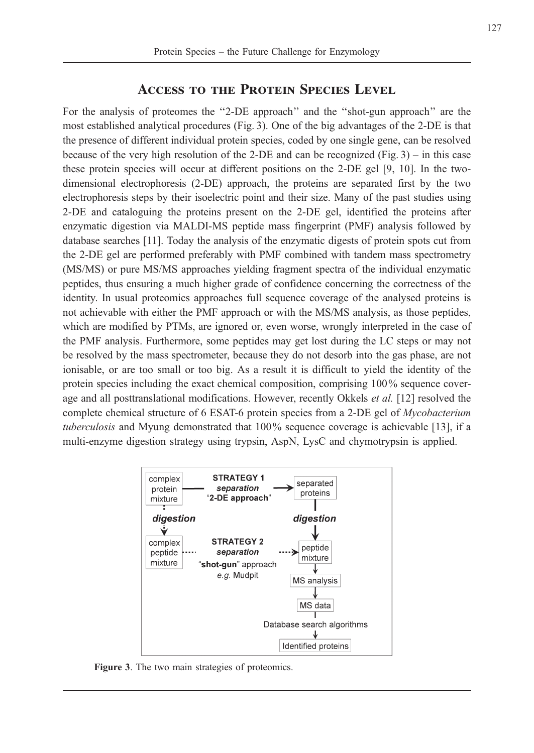## Access to the Protein Species Level

For the analysis of proteomes the "2-DE approach" and the "shot-gun approach" are the most established analytical procedures (Fig. 3). One of the big advantages of the 2-DE is that the presence of different individual protein species, coded by one single gene, can be resolved because of the very high resolution of the 2-DE and can be recognized (Fig. 3) – in this case these protein species will occur at different positions on the 2-DE gel [9, 10]. In the two-dimensional electrophoresis (2-DE) approach, the proteins are separated first by the two electrophoresis steps by their isoelectric point and their size. Many of the past studies using 2-DE and cataloguing the proteins present on the 2-DE gel, identified the proteins after enzymatic digestion via MALDI-MS peptide mass fingerprint (PMF) analysis followed by database searches [11]. Today the analysis of the enzymatic digests of protein spots cut from the 2-DE gel are performed preferably with PMF combined with tandem mass spectrometry (MS/MS) or pure MS/MS approaches yielding fragment spectra of the individual enzymatic peptides, thus ensuring a much higher grade of confidence concerning the correctness of the identity. In usual proteomics approaches full sequence coverage of the analysed proteins is not achievable with either the PMF approach or with the MS/MS analysis, as those peptides, which are modified by PTMs, are ignored or, even worse, wrongly interpreted in the case of the PMF analysis. Furthermore, some peptides may get lost during the LC steps or may not be resolved by the mass spectrometer, because they do not desorb into the gas phase, are not ionisable, or are too small or too big. As a result it is difficult to yield the identity of the protein species including the exact chemical composition, comprising 100% sequence coverage and all posttranslational modifications. However, recently Okkels *et al.* [12] resolved the complete chemical structure of 6 ESAT-6 protein species from a 2-DE gel of *Mycobacterium tuberculosis* and Myung demonstrated that 100% sequence coverage is achievable [13], if a multi-enzyme digestion strategy using trypsin, AspN, LysC and chymotrypsin is applied.

**Figure 3**. The two main strategies of proteomics.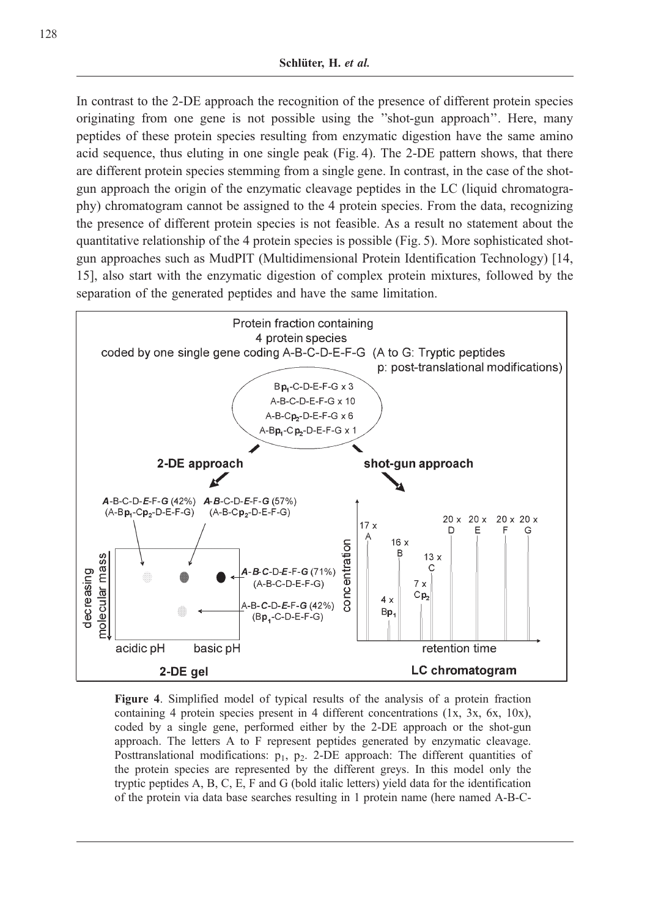In contrast to the 2-DE approach the recognition of the presence of different protein species originating from one gene is not possible using the ''shot-gun approach''. Here, many peptides of these protein species resulting from enzymatic digestion have the same amino acid sequence, thus eluting in one single peak (Fig. 4). The 2-DE pattern shows, that there are different protein species stemming from a single gene. In contrast, in the case of the shot-gun approach the origin of the enzymatic cleavage peptides in the LC (liquid chromatography) chromatogram cannot be assigned to the 4 protein species. From the data, recognizing the presence of different protein species is not feasible. As a result no statement about the quantitative relationship of the 4 protein species is possible (Fig. 5). More sophisticated shot-gun approaches such as MudPIT (Multidimensional Protein Identification Technology) [14, 15], also start with the enzymatic digestion of complex protein mixtures, followed by the separation of the generated peptides and have the same limitation.

**Figure 4**. Simplified model of typical results of the analysis of a protein fraction containing 4 protein species present in 4 different concentrations (1x, 3x, 6x, 10x), coded by a single gene, performed either by the 2-DE approach or the shot-gun approach. The letters A to F represent peptides generated by enzymatic cleavage. Posttranslational modifications: $p_1$, $p_2$. 2-DE approach: The different quantities of the protein species are represented by the different greys. In this model only the tryptic peptides A, B, C, E, F and G (bold italic letters) yield data for the identification of the protein via data base searches resulting in 1 protein name (here named A-B-C-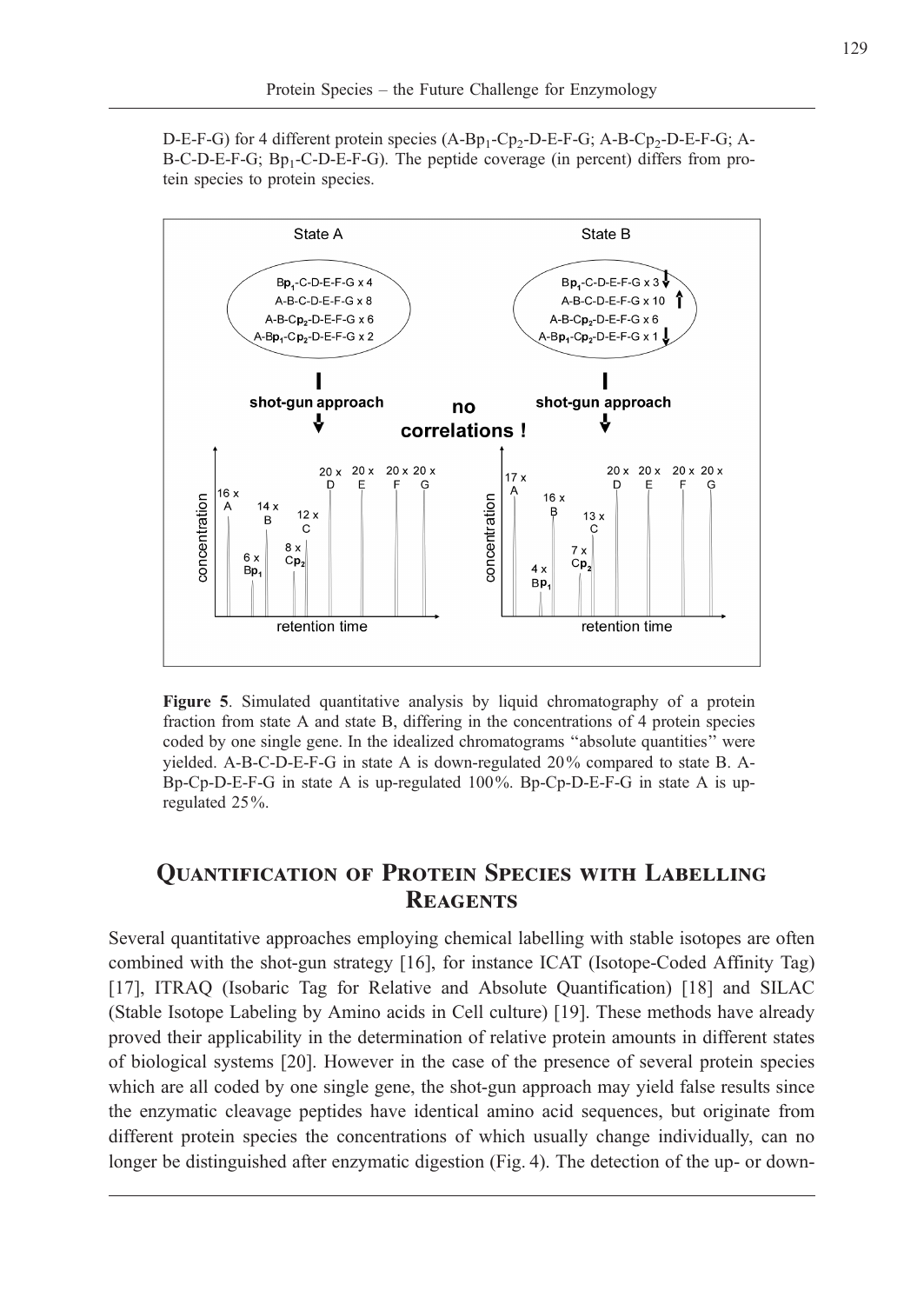D-E-F-G) for 4 different protein species (A-$Bp_1$-$Cp_2$-D-E-F-G; A-B-$Cp_2$-D-E-F-G; A-B-C-D-E-F-G; $Bp_1$-C-D-E-F-G). The peptide coverage (in percent) differs from protein species to protein species.

**Figure 5**. Simulated quantitative analysis by liquid chromatography of a protein fraction from state A and state B, differing in the concentrations of 4 protein species coded by one single gene. In the idealized chromatograms "absolute quantities" were yielded. A-B-C-D-E-F-G in state A is down-regulated 20% compared to state B. A-Bp-Cp-D-E-F-G in state A is up-regulated 100%. Bp-Cp-D-E-F-G in state A is up-regulated 25%.

## Quantification of Protein Species with Labelling Reagents

Several quantitative approaches employing chemical labelling with stable isotopes are often combined with the shot-gun strategy [16], for instance ICAT (Isotope-Coded Affinity Tag) [17], ITRAQ (Isobaric Tag for Relative and Absolute Quantification) [18] and SILAC (Stable Isotope Labeling by Amino acids in Cell culture) [19]. These methods have already proved their applicability in the determination of relative protein amounts in different states of biological systems [20]. However in the case of the presence of several protein species which are all coded by one single gene, the shot-gun approach may yield false results since the enzymatic cleavage peptides have identical amino acid sequences, but originate from different protein species the concentrations of which usually change individually, can no longer be distinguished after enzymatic digestion (Fig. 4). The detection of the up- or down-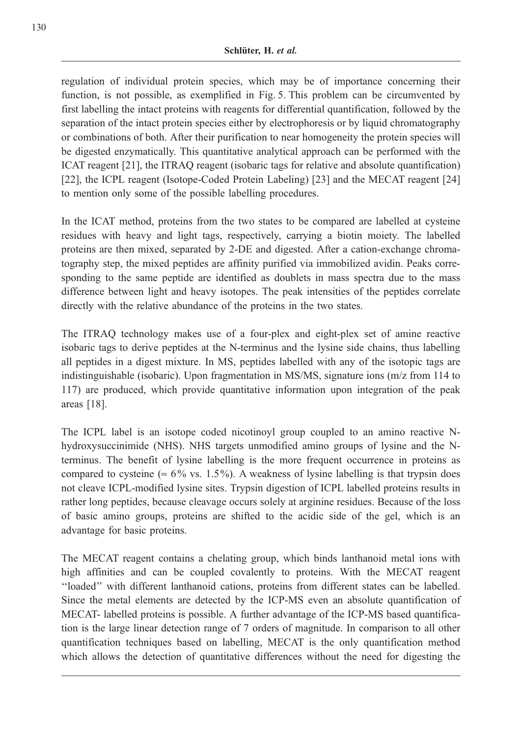regulation of individual protein species, which may be of importance concerning their function, is not possible, as exemplified in Fig. 5. This problem can be circumvented by first labelling the intact proteins with reagents for differential quantification, followed by the separation of the intact protein species either by electrophoresis or by liquid chromatography or combinations of both. After their purification to near homogeneity the protein species will be digested enzymatically. This quantitative analytical approach can be performed with the ICAT reagent [21], the ITRAQ reagent (isobaric tags for relative and absolute quantification) [22], the ICPL reagent (Isotope-Coded Protein Labeling) [23] and the MECAT reagent [24] to mention only some of the possible labelling procedures.

In the ICAT method, proteins from the two states to be compared are labelled at cysteine residues with heavy and light tags, respectively, carrying a biotin moiety. The labelled proteins are then mixed, separated by 2-DE and digested. After a cation-exchange chromatography step, the mixed peptides are affinity purified via immobilized avidin. Peaks corresponding to the same peptide are identified as doublets in mass spectra due to the mass difference between light and heavy isotopes. The peak intensities of the peptides correlate directly with the relative abundance of the proteins in the two states.

The ITRAQ technology makes use of a four-plex and eight-plex set of amine reactive isobaric tags to derive peptides at the N-terminus and the lysine side chains, thus labelling all peptides in a digest mixture. In MS, peptides labelled with any of the isotopic tags are indistinguishable (isobaric). Upon fragmentation in MS/MS, signature ions (m/z from 114 to 117) are produced, which provide quantitative information upon integration of the peak areas [18].

The ICPL label is an isotope coded nicotinoyl group coupled to an amino reactive N-hydroxysuccinimide (NHS). NHS targets unmodified amino groups of lysine and the N-terminus. The benefit of lysine labelling is the more frequent occurrence in proteins as compared to cysteine ($\approx$ 6% vs. 1.5%). A weakness of lysine labelling is that trypsin does not cleave ICPL-modified lysine sites. Trypsin digestion of ICPL labelled proteins results in rather long peptides, because cleavage occurs solely at arginine residues. Because of the loss of basic amino groups, proteins are shifted to the acidic side of the gel, which is an advantage for basic proteins.

The MECAT reagent contains a chelating group, which binds lanthanoid metal ions with high affinities and can be coupled covalently to proteins. With the MECAT reagent "loaded" with different lanthanoid cations, proteins from different states can be labelled. Since the metal elements are detected by the ICP-MS even an absolute quantification of MECAT- labelled proteins is possible. A further advantage of the ICP-MS based quantification is the large linear detection range of 7 orders of magnitude. In comparison to all other quantification techniques based on labelling, MECAT is the only quantification method which allows the detection of quantitative differences without the need for digesting the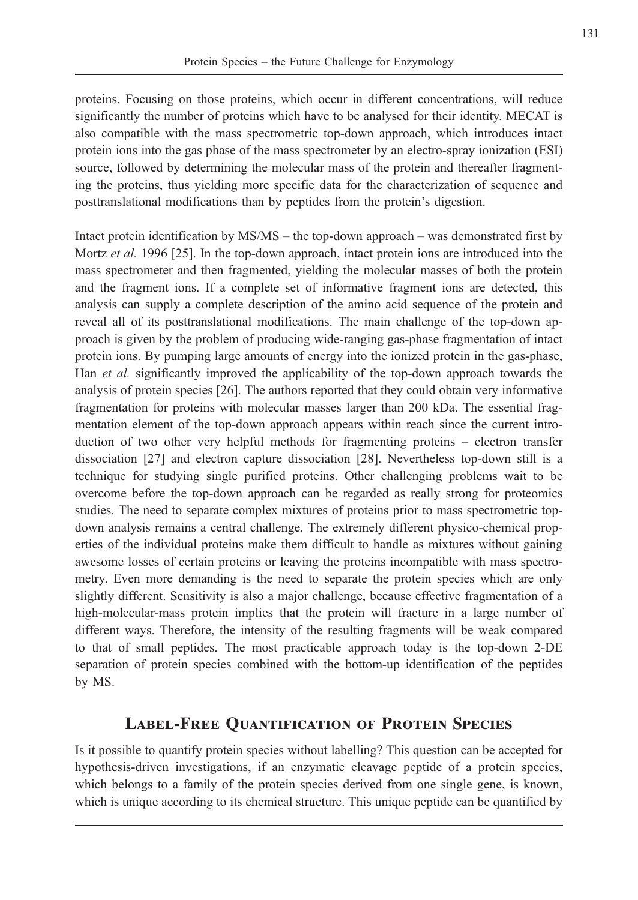proteins. Focusing on those proteins, which occur in different concentrations, will reduce significantly the number of proteins which have to be analysed for their identity. MECAT is also compatible with the mass spectrometric top-down approach, which introduces intact protein ions into the gas phase of the mass spectrometer by an electro-spray ionization (ESI) source, followed by determining the molecular mass of the protein and thereafter fragmenting the proteins, thus yielding more specific data for the characterization of sequence and posttranslational modifications than by peptides from the protein's digestion.

Intact protein identification by MS/MS – the top-down approach – was demonstrated first by Mortz *et al.* 1996 [25]. In the top-down approach, intact protein ions are introduced into the mass spectrometer and then fragmented, yielding the molecular masses of both the protein and the fragment ions. If a complete set of informative fragment ions are detected, this analysis can supply a complete description of the amino acid sequence of the protein and reveal all of its posttranslational modifications. The main challenge of the top-down approach is given by the problem of producing wide-ranging gas-phase fragmentation of intact protein ions. By pumping large amounts of energy into the ionized protein in the gas-phase, Han *et al.* significantly improved the applicability of the top-down approach towards the analysis of protein species [26]. The authors reported that they could obtain very informative fragmentation for proteins with molecular masses larger than 200 kDa. The essential fragmentation element of the top-down approach appears within reach since the current introduction of two other very helpful methods for fragmenting proteins – electron transfer dissociation [27] and electron capture dissociation [28]. Nevertheless top-down still is a technique for studying single purified proteins. Other challenging problems wait to be overcome before the top-down approach can be regarded as really strong for proteomics studies. The need to separate complex mixtures of proteins prior to mass spectrometric top-down analysis remains a central challenge. The extremely different physico-chemical properties of the individual proteins make them difficult to handle as mixtures without gaining awesome losses of certain proteins or leaving the proteins incompatible with mass spectrometry. Even more demanding is the need to separate the protein species which are only slightly different. Sensitivity is also a major challenge, because effective fragmentation of a high-molecular-mass protein implies that the protein will fracture in a large number of different ways. Therefore, the intensity of the resulting fragments will be weak compared to that of small peptides. The most practicable approach today is the top-down 2-DE separation of protein species combined with the bottom-up identification of the peptides by MS.

## Label-Free Quantification of Protein Species

Is it possible to quantify protein species without labelling? This question can be accepted for hypothesis-driven investigations, if an enzymatic cleavage peptide of a protein species, which belongs to a family of the protein species derived from one single gene, is known, which is unique according to its chemical structure. This unique peptide can be quantified by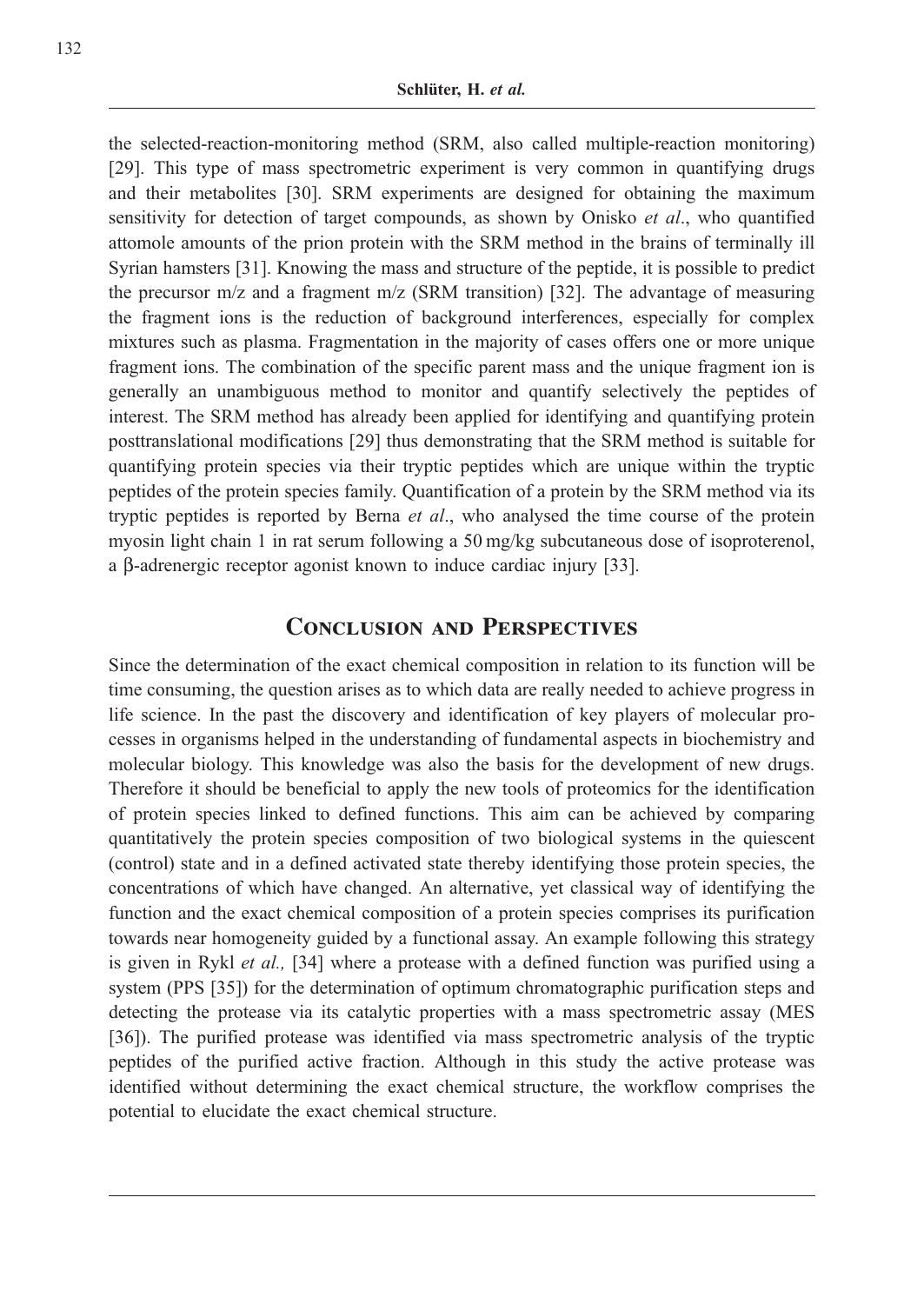the selected-reaction-monitoring method (SRM, also called multiple-reaction monitoring) [29]. This type of mass spectrometric experiment is very common in quantifying drugs and their metabolites [30]. SRM experiments are designed for obtaining the maximum sensitivity for detection of target compounds, as shown by Onisko *et al*., who quantified attomole amounts of the prion protein with the SRM method in the brains of terminally ill Syrian hamsters [31]. Knowing the mass and structure of the peptide, it is possible to predict the precursor m/z and a fragment m/z (SRM transition) [32]. The advantage of measuring the fragment ions is the reduction of background interferences, especially for complex mixtures such as plasma. Fragmentation in the majority of cases offers one or more unique fragment ions. The combination of the specific parent mass and the unique fragment ion is generally an unambiguous method to monitor and quantify selectively the peptides of interest. The SRM method has already been applied for identifying and quantifying protein posttranslational modifications [29] thus demonstrating that the SRM method is suitable for quantifying protein species via their tryptic peptides which are unique within the tryptic peptides of the protein species family. Quantification of a protein by the SRM method via its tryptic peptides is reported by Berna *et al*., who analysed the time course of the protein myosin light chain 1 in rat serum following a 50 mg/kg subcutaneous dose of isoproterenol, a β-adrenergic receptor agonist known to induce cardiac injury [33].

## Conclusion and Perspectives

Since the determination of the exact chemical composition in relation to its function will be time consuming, the question arises as to which data are really needed to achieve progress in life science. In the past the discovery and identification of key players of molecular processes in organisms helped in the understanding of fundamental aspects in biochemistry and molecular biology. This knowledge was also the basis for the development of new drugs. Therefore it should be beneficial to apply the new tools of proteomics for the identification of protein species linked to defined functions. This aim can be achieved by comparing quantitatively the protein species composition of two biological systems in the quiescent (control) state and in a defined activated state thereby identifying those protein species, the concentrations of which have changed. An alternative, yet classical way of identifying the function and the exact chemical composition of a protein species comprises its purification towards near homogeneity guided by a functional assay. An example following this strategy is given in Rykl *et al.,* [34] where a protease with a defined function was purified using a system (PPS [35]) for the determination of optimum chromatographic purification steps and detecting the protease via its catalytic properties with a mass spectrometric assay (MES [36]). The purified protease was identified via mass spectrometric analysis of the tryptic peptides of the purified active fraction. Although in this study the active protease was identified without determining the exact chemical structure, the workflow comprises the potential to elucidate the exact chemical structure.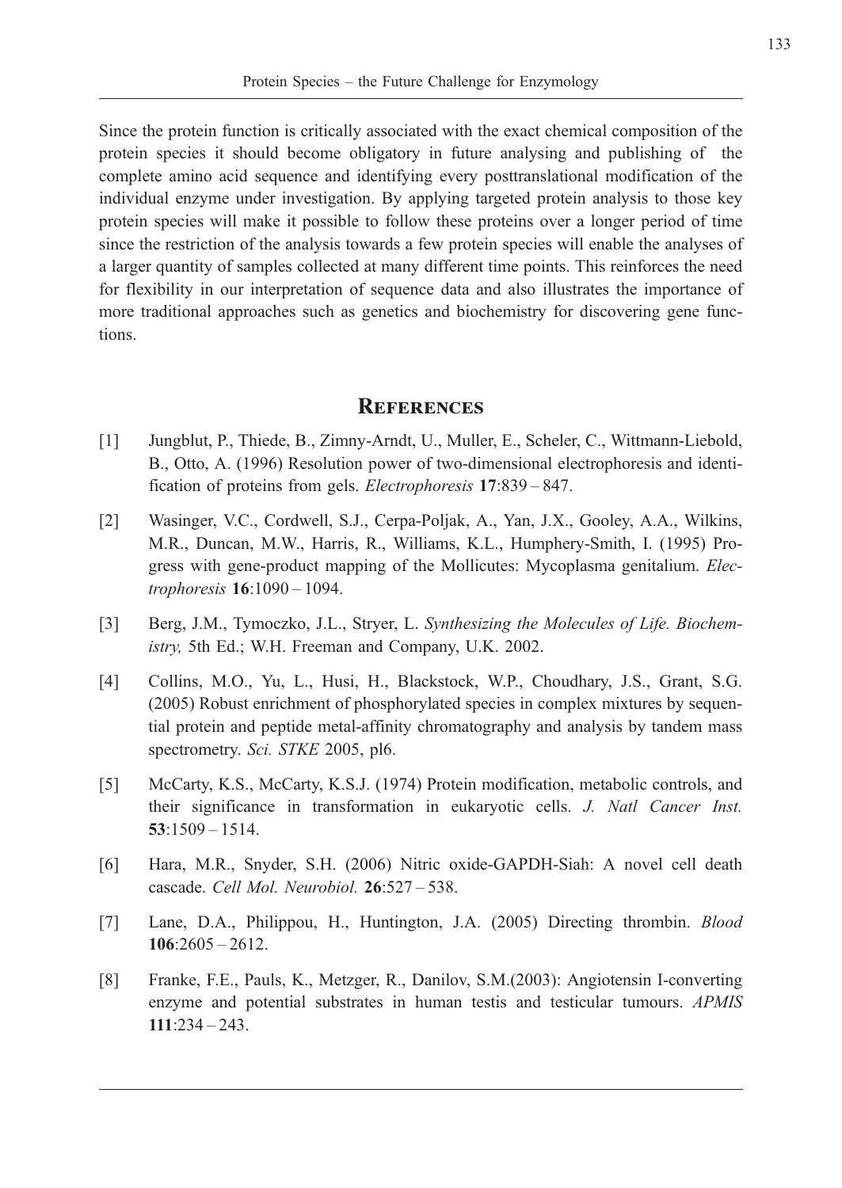Since the protein function is critically associated with the exact chemical composition of the protein species it should become obligatory in future analysing and publishing of the complete amino acid sequence and identifying every posttranslational modification of the individual enzyme under investigation. By applying targeted protein analysis to those key protein species will make it possible to follow these proteins over a longer period of time since the restriction of the analysis towards a few protein species will enable the analyses of a larger quantity of samples collected at many different time points. This reinforces the need for flexibility in our interpretation of sequence data and also illustrates the importance of more traditional approaches such as genetics and biochemistry for discovering gene functions.

## References

[1] Jungblut, P., Thiede, B., Zimny-Arndt, U., Muller, E., Scheler, C., Wittmann-Liebold, B., Otto, A. (1996) Resolution power of two-dimensional electrophoresis and identification of proteins from gels. *Electrophoresis* **17**:839 – 847.

[2] Wasinger, V.C., Cordwell, S.J., Cerpa-Poljak, A., Yan, J.X., Gooley, A.A., Wilkins, M.R., Duncan, M.W., Harris, R., Williams, K.L., Humphery-Smith, I. (1995) Progress with gene-product mapping of the Mollicutes: Mycoplasma genitalium. *Electrophoresis* **16**:1090 – 1094.

[3] Berg, J.M., Tymoczko, J.L., Stryer, L. *Synthesizing the Molecules of Life. Biochemistry,* 5th Ed.; W.H. Freeman and Company, U.K. 2002.

[4] Collins, M.O., Yu, L., Husi, H., Blackstock, W.P., Choudhary, J.S., Grant, S.G. (2005) Robust enrichment of phosphorylated species in complex mixtures by sequential protein and peptide metal-affinity chromatography and analysis by tandem mass spectrometry. *Sci. STKE* 2005, pl6.

[5] McCarty, K.S., McCarty, K.S.J. (1974) Protein modification, metabolic controls, and their significance in transformation in eukaryotic cells. *J. Natl Cancer Inst.* **53**:1509 – 1514.

[6] Hara, M.R., Snyder, S.H. (2006) Nitric oxide-GAPDH-Siah: A novel cell death cascade. *Cell Mol. Neurobiol.* **26**:527 – 538.

[7] Lane, D.A., Philippou, H., Huntington, J.A. (2005) Directing thrombin. *Blood* **106**:2605 – 2612.

[8] Franke, F.E., Pauls, K., Metzger, R., Danilov, S.M.(2003): Angiotensin I-converting enzyme and potential substrates in human testis and testicular tumours. *APMIS* **111**:234 – 243.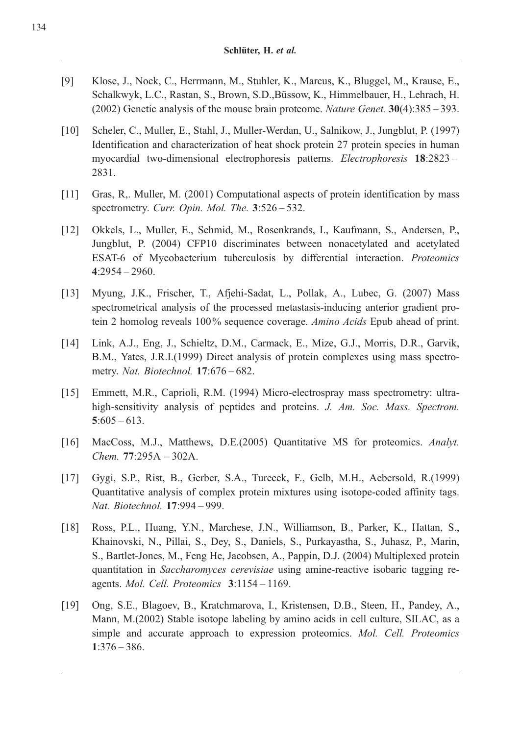[9] Klose, J., Nock, C., Herrmann, M., Stuhler, K., Marcus, K., Bluggel, M., Krause, E., Schalkwyk, L.C., Rastan, S., Brown, S.D.,Büssow, K., Himmelbauer, H., Lehrach, H. (2002) Genetic analysis of the mouse brain proteome. *Nature Genet.* **30**(4):385 – 393.

[10] Scheler, C., Muller, E., Stahl, J., Muller-Werdan, U., Salnikow, J., Jungblut, P. (1997) Identification and characterization of heat shock protein 27 protein species in human myocardial two-dimensional electrophoresis patterns. *Electrophoresis* **18**:2823 – 2831.

[11] Gras, R,. Muller, M. (2001) Computational aspects of protein identification by mass spectrometry. *Curr. Opin. Mol. The.* **3**:526 – 532.

[12] Okkels, L., Muller, E., Schmid, M., Rosenkrands, I., Kaufmann, S., Andersen, P., Jungblut, P. (2004) CFP10 discriminates between nonacetylated and acetylated ESAT-6 of Mycobacterium tuberculosis by differential interaction. *Proteomics* **4**:2954 – 2960.

[13] Myung, J.K., Frischer, T., Afjehi-Sadat, L., Pollak, A., Lubec, G. (2007) Mass spectrometrical analysis of the processed metastasis-inducing anterior gradient protein 2 homolog reveals 100% sequence coverage. *Amino Acids* Epub ahead of print.

[14] Link, A.J., Eng, J., Schieltz, D.M., Carmack, E., Mize, G.J., Morris, D.R., Garvik, B.M., Yates, J.R.I.(1999) Direct analysis of protein complexes using mass spectrometry. *Nat. Biotechnol.* **17**:676 – 682.

[15] Emmett, M.R., Caprioli, R.M. (1994) Micro-electrospray mass spectrometry: ultra-high-sensitivity analysis of peptides and proteins. *J. Am. Soc. Mass. Spectrom.* **5**:605 – 613.

[16] MacCoss, M.J., Matthews, D.E.(2005) Quantitative MS for proteomics. *Analyt. Chem.* **77**:295A – 302A.

[17] Gygi, S.P., Rist, B., Gerber, S.A., Turecek, F., Gelb, M.H., Aebersold, R.(1999) Quantitative analysis of complex protein mixtures using isotope-coded affinity tags. *Nat. Biotechnol.* **17**:994 – 999.

[18] Ross, P.L., Huang, Y.N., Marchese, J.N., Williamson, B., Parker, K., Hattan, S., Khainovski, N., Pillai, S., Dey, S., Daniels, S., Purkayastha, S., Juhasz, P., Marin, S., Bartlet-Jones, M., Feng He, Jacobsen, A., Pappin, D.J. (2004) Multiplexed protein quantitation in *Saccharomyces cerevisiae* using amine-reactive isobaric tagging reagents. *Mol. Cell. Proteomics* **3**:1154 – 1169.

[19] Ong, S.E., Blagoev, B., Kratchmarova, I., Kristensen, D.B., Steen, H., Pandey, A., Mann, M.(2002) Stable isotope labeling by amino acids in cell culture, SILAC, as a simple and accurate approach to expression proteomics. *Mol. Cell. Proteomics* **1**:376 – 386.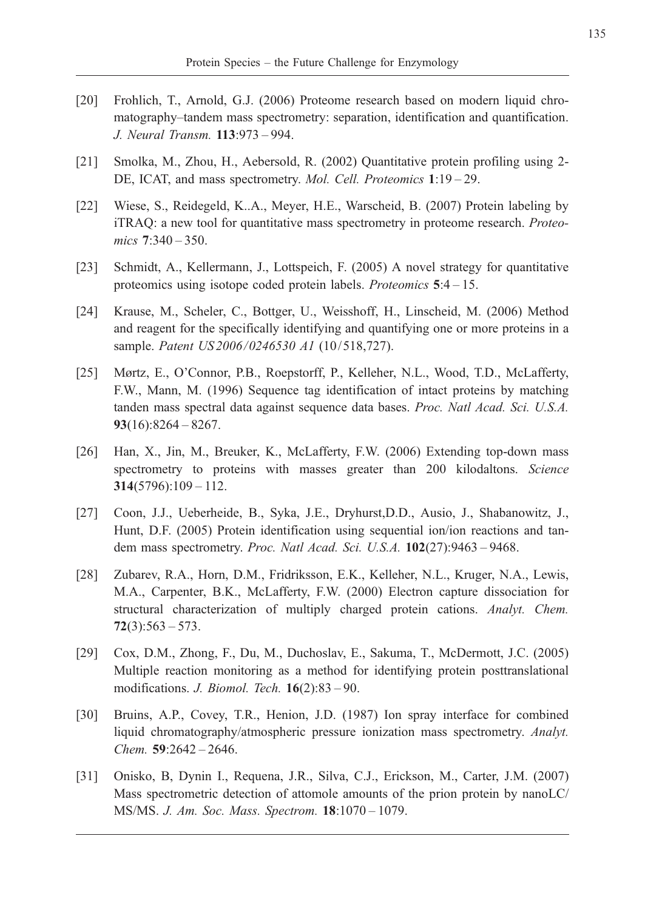[20] Frohlich, T., Arnold, G.J. (2006) Proteome research based on modern liquid chromatography–tandem mass spectrometry: separation, identification and quantification. *J. Neural Transm.* **113**:973 – 994.

[21] Smolka, M., Zhou, H., Aebersold, R. (2002) Quantitative protein profiling using 2-DE, ICAT, and mass spectrometry. *Mol. Cell. Proteomics* **1**:19 – 29.

[22] Wiese, S., Reidegeld, K..A., Meyer, H.E., Warscheid, B. (2007) Protein labeling by iTRAQ: a new tool for quantitative mass spectrometry in proteome research. *Proteomics* **7**:340 – 350.

[23] Schmidt, A., Kellermann, J., Lottspeich, F. (2005) A novel strategy for quantitative proteomics using isotope coded protein labels. *Proteomics* **5**:4 – 15.

[24] Krause, M., Scheler, C., Bottger, U., Weisshoff, H., Linscheid, M. (2006) Method and reagent for the specifically identifying and quantifying one or more proteins in a sample. *Patent US 2006/0246530 A1* (10/518,727).

[25] Mørtz, E., O'Connor, P.B., Roepstorff, P., Kelleher, N.L., Wood, T.D., McLafferty, F.W., Mann, M. (1996) Sequence tag identification of intact proteins by matching tanden mass spectral data against sequence data bases. *Proc. Natl Acad. Sci. U.S.A.* **93**(16):8264 – 8267.

[26] Han, X., Jin, M., Breuker, K., McLafferty, F.W. (2006) Extending top-down mass spectrometry to proteins with masses greater than 200 kilodaltons. *Science* **314**(5796):109 – 112.

[27] Coon, J.J., Ueberheide, B., Syka, J.E., Dryhurst,D.D., Ausio, J., Shabanowitz, J., Hunt, D.F. (2005) Protein identification using sequential ion/ion reactions and tandem mass spectrometry. *Proc. Natl Acad. Sci. U.S.A.* **102**(27):9463 – 9468.

[28] Zubarev, R.A., Horn, D.M., Fridriksson, E.K., Kelleher, N.L., Kruger, N.A., Lewis, M.A., Carpenter, B.K., McLafferty, F.W. (2000) Electron capture dissociation for structural characterization of multiply charged protein cations. *Analyt. Chem.* **72**(3):563 – 573.

[29] Cox, D.M., Zhong, F., Du, M., Duchoslav, E., Sakuma, T., McDermott, J.C. (2005) Multiple reaction monitoring as a method for identifying protein posttranslational modifications. *J. Biomol. Tech.* **16**(2):83 – 90.

[30] Bruins, A.P., Covey, T.R., Henion, J.D. (1987) Ion spray interface for combined liquid chromatography/atmospheric pressure ionization mass spectrometry. *Analyt. Chem.* **59**:2642 – 2646.

[31] Onisko, B, Dynin I., Requena, J.R., Silva, C.J., Erickson, M., Carter, J.M. (2007) Mass spectrometric detection of attomole amounts of the prion protein by nanoLC/MS/MS. *J. Am. Soc. Mass. Spectrom.* **18**:1070 – 1079.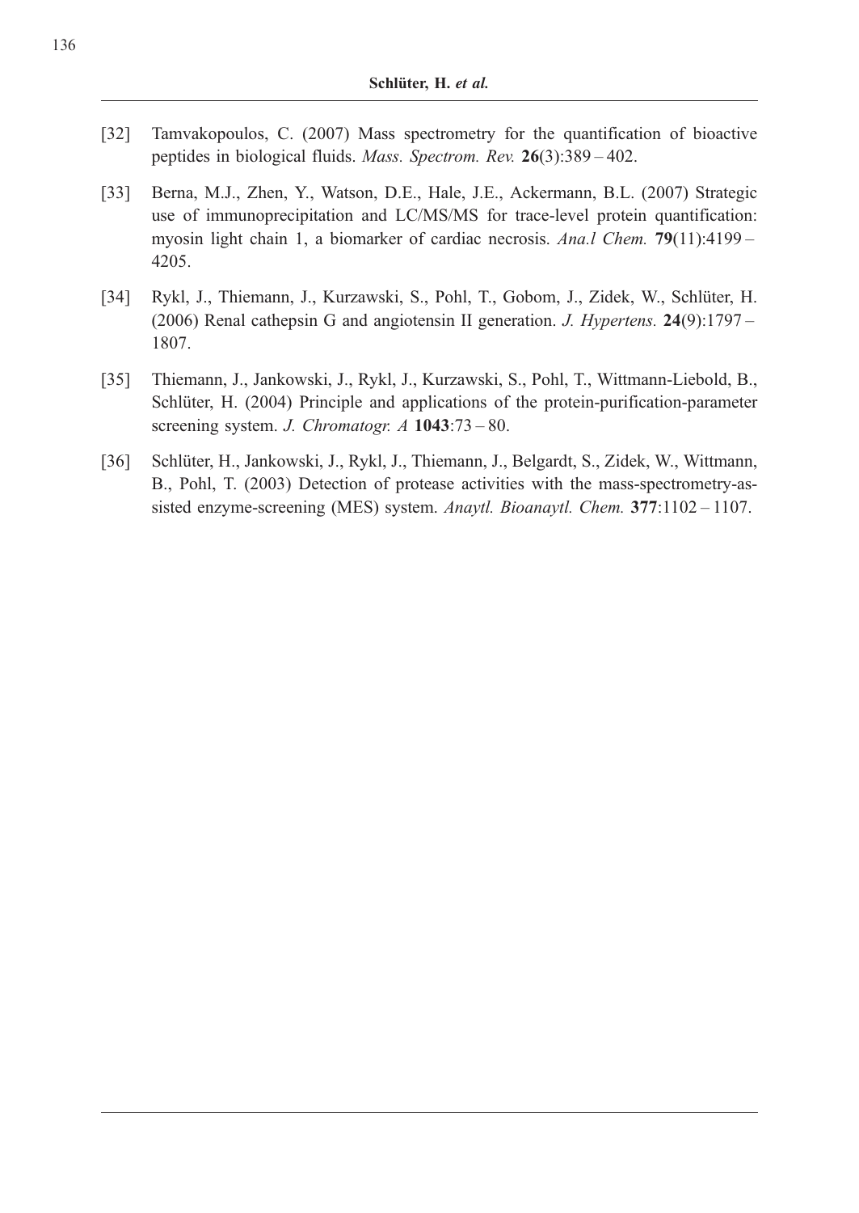[32] Tamvakopoulos, C. (2007) Mass spectrometry for the quantification of bioactive peptides in biological fluids. *Mass. Spectrom. Rev.* **26**(3):389 – 402.

[33] Berna, M.J., Zhen, Y., Watson, D.E., Hale, J.E., Ackermann, B.L. (2007) Strategic use of immunoprecipitation and LC/MS/MS for trace-level protein quantification: myosin light chain 1, a biomarker of cardiac necrosis. *Ana.l Chem.* **79**(11):4199 – 4205.

[34] Rykl, J., Thiemann, J., Kurzawski, S., Pohl, T., Gobom, J., Zidek, W., Schlüter, H. (2006) Renal cathepsin G and angiotensin II generation. *J. Hypertens.* **24**(9):1797 – 1807.

[35] Thiemann, J., Jankowski, J., Rykl, J., Kurzawski, S., Pohl, T., Wittmann-Liebold, B., Schlüter, H. (2004) Principle and applications of the protein-purification-parameter screening system. *J. Chromatogr. A* **1043**:73 – 80.

[36] Schlüter, H., Jankowski, J., Rykl, J., Thiemann, J., Belgardt, S., Zidek, W., Wittmann, B., Pohl, T. (2003) Detection of protease activities with the mass-spectrometry-assisted enzyme-screening (MES) system. *Anaytl. Bioanaytl. Chem.* **377**:1102 – 1107.